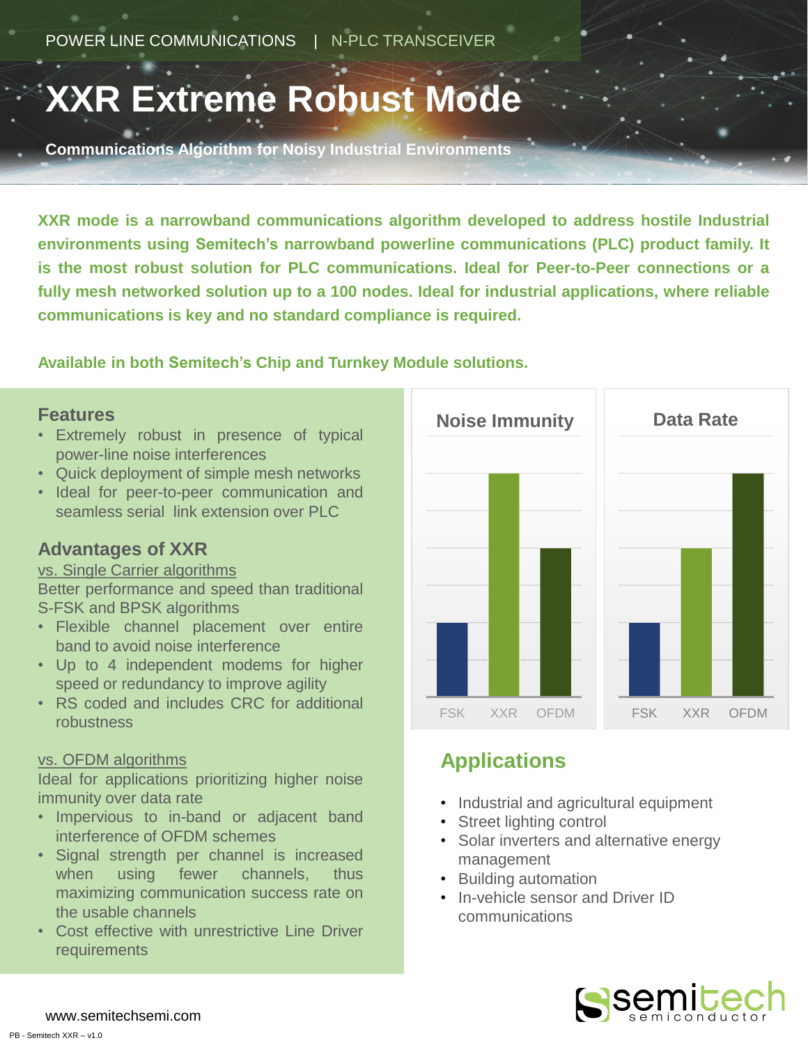POWER LINE COMMUNICATIONS | N-PLC TRANSCEIVER

# XXR Extreme Robust Mode

**Communications Algorithm for Noisy Industrial Environments**

**XXR mode is a narrowband communications algorithm developed to address hostile Industrial environments using Semitech's narrowband powerline communications (PLC) product family. It is the most robust solution for PLC communications. Ideal for Peer-to-Peer connections or a fully mesh networked solution up to a 100 nodes. Ideal for industrial applications, where reliable communications is key and no standard compliance is required.**

**Available in both Semitech's Chip and Turnkey Module solutions.**

## Features

- Extremely robust in presence of typical power-line noise interferences
- Quick deployment of simple mesh networks
- Ideal for peer-to-peer communication and seamless serial link extension over PLC

## Advantages of XXR

vs. Single Carrier algorithms

Better performance and speed than traditional S-FSK and BPSK algorithms

- Flexible channel placement over entire band to avoid noise interference
- Up to 4 independent modems for higher speed or redundancy to improve agility
- RS coded and includes CRC for additional robustness

vs. OFDM algorithms

Ideal for applications prioritizing higher noise immunity over data rate

- Impervious to in-band or adjacent band interference of OFDM schemes
- Signal strength per channel is increased when using fewer channels, thus maximizing communication success rate on the usable channels
- Cost effective with unrestrictive Line Driver requirements

**Noise Immunity**

FSK XXR OFDM

**Data Rate**

FSK XXR OFDM

## Applications

- Industrial and agricultural equipment
- Street lighting control
- Solar inverters and alternative energy management
- Building automation
- In-vehicle sensor and Driver ID communications

www.semitechsemi.com

PB - Semitech XXR – v1.0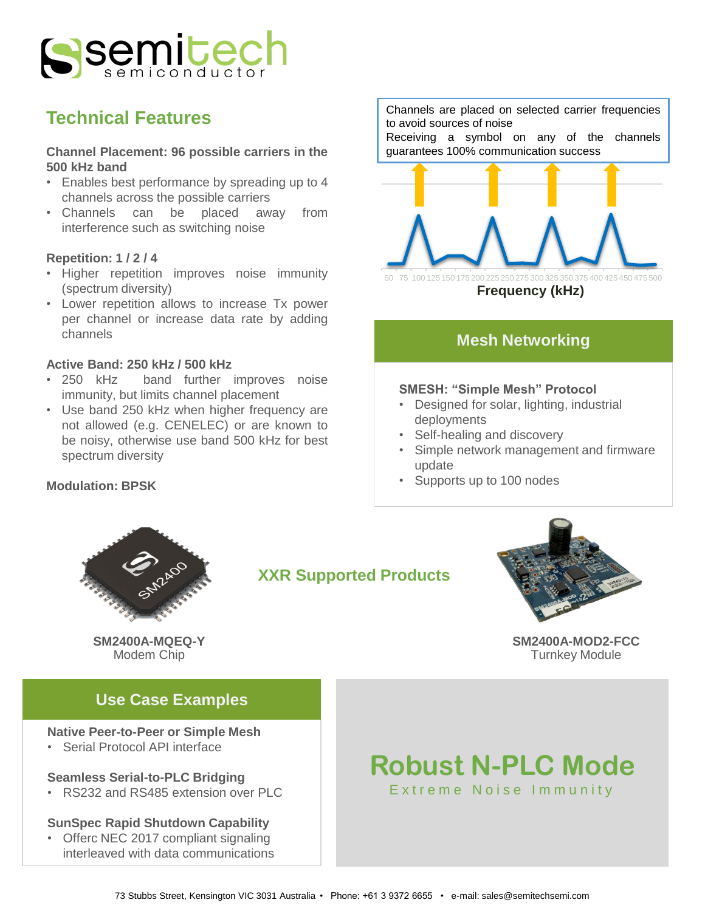# Technical Features

**Channel Placement: 96 possible carriers in the 500 kHz band**

- Enables best performance by spreading up to 4 channels across the possible carriers
- Channels can be placed away from interference such as switching noise

**Repetition: 1 / 2 / 4**

- Higher repetition improves noise immunity (spectrum diversity)
- Lower repetition allows to increase Tx power per channel or increase data rate by adding channels

**Active Band: 250 kHz / 500 kHz**

- 250 kHz band further improves noise immunity, but limits channel placement
- Use band 250 kHz when higher frequency are not allowed (e.g. CENELEC) or are known to be noisy, otherwise use band 500 kHz for best spectrum diversity

**Modulation: BPSK**

Channels are placed on selected carrier frequencies to avoid sources of noise
Receiving a symbol on any of the channels guarantees 100% communication success

50 75 100 125 150 175 200 225 250 275 300 325 350 375 400 425 450 475 500
Frequency (kHz)

## Mesh Networking

**SMESH: "Simple Mesh" Protocol**

- Designed for solar, lighting, industrial deployments
- Self-healing and discovery
- Simple network management and firmware update
- Supports up to 100 nodes

## XXR Supported Products

**SM2400A-MQEQ-Y**
Modem Chip

**SM2400A-MOD2-FCC**
Turnkey Module

## Use Case Examples

**Native Peer-to-Peer or Simple Mesh**

- Serial Protocol API interface

**Seamless Serial-to-PLC Bridging**

- RS232 and RS485 extension over PLC

**SunSpec Rapid Shutdown Capability**

- Offerc NEC 2017 compliant signaling interleaved with data communications

# Robust N-PLC Mode

Extreme Noise Immunity

73 Stubbs Street, Kensington VIC 3031 Australia • Phone: +61 3 9372 6655 • e-mail: sales@semitechsemi.com